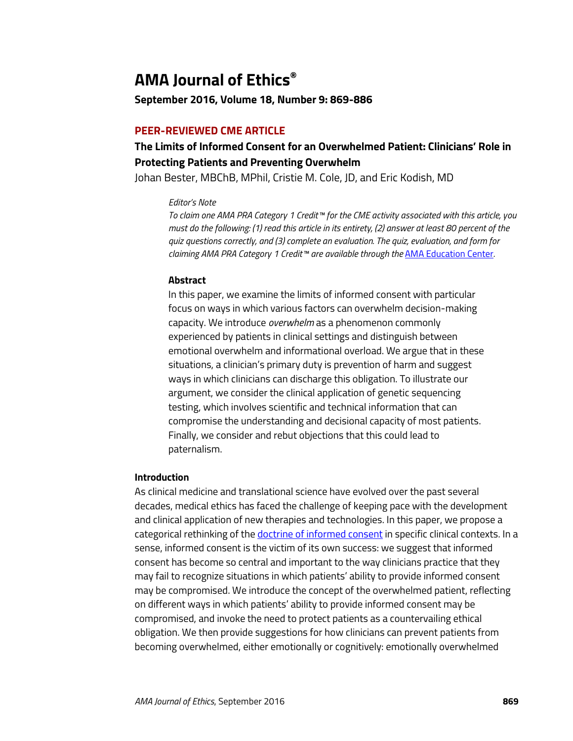# AMA Journal of Ethics®

**September 2016, Volume 18, Number 9: 869-886**

## PEER-REVIEWED CME ARTICLE

### The Limits of Informed Consent for an Overwhelmed Patient: Clinicians' Role in Protecting Patients and Preventing Overwhelm

Johan Bester, MBChB, MPhil, Cristie M. Cole, JD, and Eric Kodish, MD

*Editor's Note*

*To claim one AMA PRA Category 1 Credit™ for the CME activity associated with this article, you must do the following: (1) read this article in its entirety, (2) answer at least 80 percent of the quiz questions correctly, and (3) complete an evaluation. The quiz, evaluation, and form for claiming AMA PRA Category 1 Credit™ are available through the* AMA Education Center*.*

**Abstract**

In this paper, we examine the limits of informed consent with particular focus on ways in which various factors can overwhelm decision-making capacity. We introduce *overwhelm* as a phenomenon commonly experienced by patients in clinical settings and distinguish between emotional overwhelm and informational overload. We argue that in these situations, a clinician's primary duty is prevention of harm and suggest ways in which clinicians can discharge this obligation. To illustrate our argument, we consider the clinical application of genetic sequencing testing, which involves scientific and technical information that can compromise the understanding and decisional capacity of most patients. Finally, we consider and rebut objections that this could lead to paternalism.

**Introduction**

As clinical medicine and translational science have evolved over the past several decades, medical ethics has faced the challenge of keeping pace with the development and clinical application of new therapies and technologies. In this paper, we propose a categorical rethinking of the doctrine of informed consent in specific clinical contexts. In a sense, informed consent is the victim of its own success: we suggest that informed consent has become so central and important to the way clinicians practice that they may fail to recognize situations in which patients' ability to provide informed consent may be compromised. We introduce the concept of the overwhelmed patient, reflecting on different ways in which patients' ability to provide informed consent may be compromised, and invoke the need to protect patients as a countervailing ethical obligation. We then provide suggestions for how clinicians can prevent patients from becoming overwhelmed, either emotionally or cognitively: emotionally overwhelmed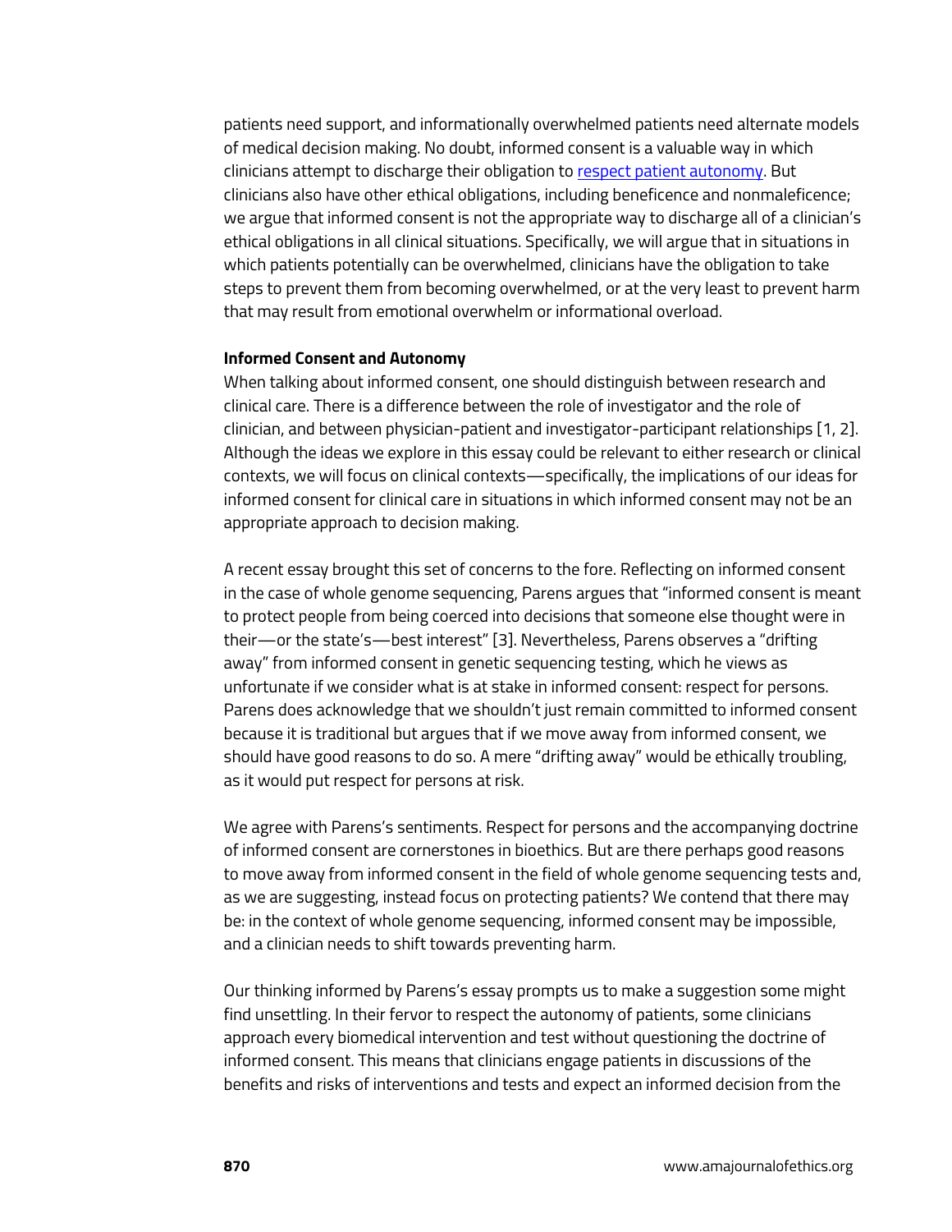patients need support, and informationally overwhelmed patients need alternate models of medical decision making. No doubt, informed consent is a valuable way in which clinicians attempt to discharge their obligation to respect patient autonomy. But clinicians also have other ethical obligations, including beneficence and nonmaleficence; we argue that informed consent is not the appropriate way to discharge all of a clinician's ethical obligations in all clinical situations. Specifically, we will argue that in situations in which patients potentially can be overwhelmed, clinicians have the obligation to take steps to prevent them from becoming overwhelmed, or at the very least to prevent harm that may result from emotional overwhelm or informational overload.

**Informed Consent and Autonomy**

When talking about informed consent, one should distinguish between research and clinical care. There is a difference between the role of investigator and the role of clinician, and between physician-patient and investigator-participant relationships [1, 2]. Although the ideas we explore in this essay could be relevant to either research or clinical contexts, we will focus on clinical contexts—specifically, the implications of our ideas for informed consent for clinical care in situations in which informed consent may not be an appropriate approach to decision making.

A recent essay brought this set of concerns to the fore. Reflecting on informed consent in the case of whole genome sequencing, Parens argues that "informed consent is meant to protect people from being coerced into decisions that someone else thought were in their—or the state's—best interest" [3]. Nevertheless, Parens observes a "drifting away" from informed consent in genetic sequencing testing, which he views as unfortunate if we consider what is at stake in informed consent: respect for persons. Parens does acknowledge that we shouldn't just remain committed to informed consent because it is traditional but argues that if we move away from informed consent, we should have good reasons to do so. A mere "drifting away" would be ethically troubling, as it would put respect for persons at risk.

We agree with Parens's sentiments. Respect for persons and the accompanying doctrine of informed consent are cornerstones in bioethics. But are there perhaps good reasons to move away from informed consent in the field of whole genome sequencing tests and, as we are suggesting, instead focus on protecting patients? We contend that there may be: in the context of whole genome sequencing, informed consent may be impossible, and a clinician needs to shift towards preventing harm.

Our thinking informed by Parens's essay prompts us to make a suggestion some might find unsettling. In their fervor to respect the autonomy of patients, some clinicians approach every biomedical intervention and test without questioning the doctrine of informed consent. This means that clinicians engage patients in discussions of the benefits and risks of interventions and tests and expect an informed decision from the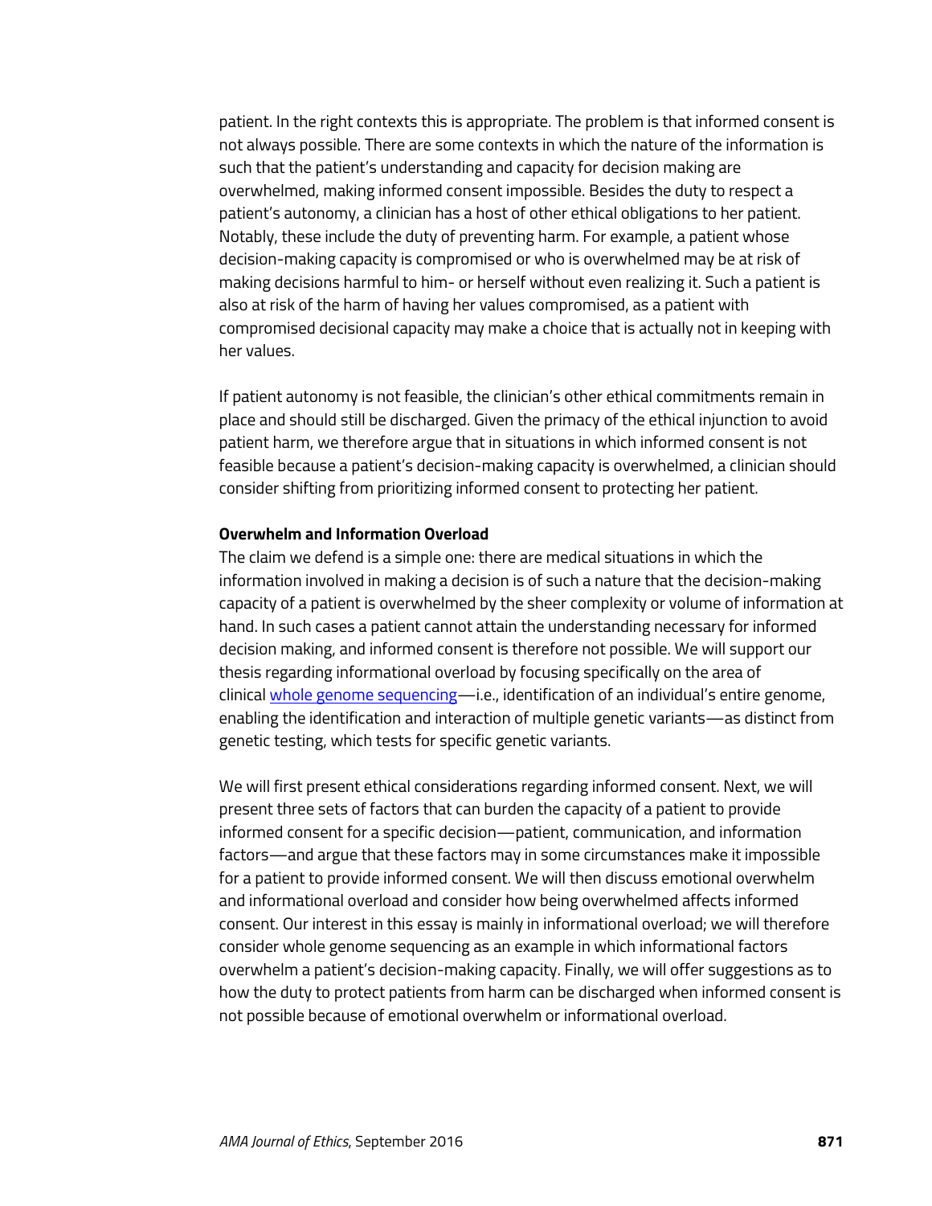patient. In the right contexts this is appropriate. The problem is that informed consent is not always possible. There are some contexts in which the nature of the information is such that the patient's understanding and capacity for decision making are overwhelmed, making informed consent impossible. Besides the duty to respect a patient's autonomy, a clinician has a host of other ethical obligations to her patient. Notably, these include the duty of preventing harm. For example, a patient whose decision-making capacity is compromised or who is overwhelmed may be at risk of making decisions harmful to him- or herself without even realizing it. Such a patient is also at risk of the harm of having her values compromised, as a patient with compromised decisional capacity may make a choice that is actually not in keeping with her values.

If patient autonomy is not feasible, the clinician's other ethical commitments remain in place and should still be discharged. Given the primacy of the ethical injunction to avoid patient harm, we therefore argue that in situations in which informed consent is not feasible because a patient's decision-making capacity is overwhelmed, a clinician should consider shifting from prioritizing informed consent to protecting her patient.

**Overwhelm and Information Overload**

The claim we defend is a simple one: there are medical situations in which the information involved in making a decision is of such a nature that the decision-making capacity of a patient is overwhelmed by the sheer complexity or volume of information at hand. In such cases a patient cannot attain the understanding necessary for informed decision making, and informed consent is therefore not possible. We will support our thesis regarding informational overload by focusing specifically on the area of clinical whole genome sequencing—i.e., identification of an individual's entire genome, enabling the identification and interaction of multiple genetic variants—as distinct from genetic testing, which tests for specific genetic variants.

We will first present ethical considerations regarding informed consent. Next, we will present three sets of factors that can burden the capacity of a patient to provide informed consent for a specific decision—patient, communication, and information factors—and argue that these factors may in some circumstances make it impossible for a patient to provide informed consent. We will then discuss emotional overwhelm and informational overload and consider how being overwhelmed affects informed consent. Our interest in this essay is mainly in informational overload; we will therefore consider whole genome sequencing as an example in which informational factors overwhelm a patient's decision-making capacity. Finally, we will offer suggestions as to how the duty to protect patients from harm can be discharged when informed consent is not possible because of emotional overwhelm or informational overload.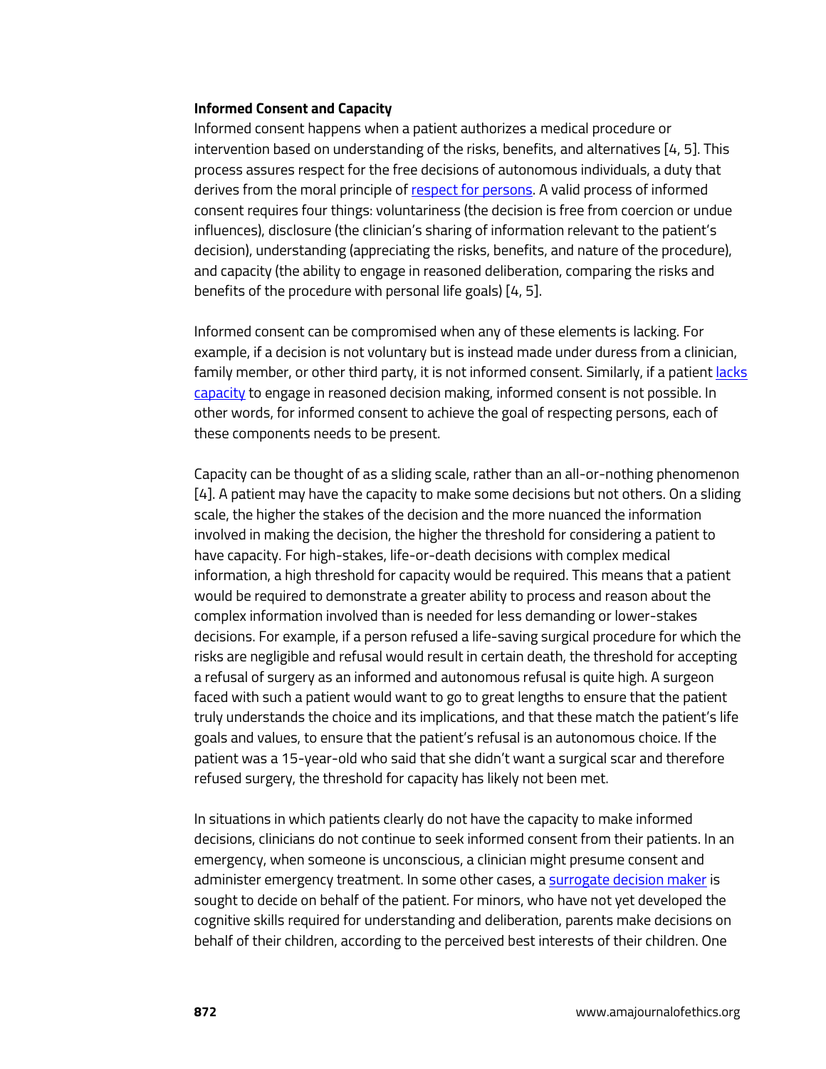**Informed Consent and Capacity**

Informed consent happens when a patient authorizes a medical procedure or intervention based on understanding of the risks, benefits, and alternatives [4, 5]. This process assures respect for the free decisions of autonomous individuals, a duty that derives from the moral principle of respect for persons. A valid process of informed consent requires four things: voluntariness (the decision is free from coercion or undue influences), disclosure (the clinician's sharing of information relevant to the patient's decision), understanding (appreciating the risks, benefits, and nature of the procedure), and capacity (the ability to engage in reasoned deliberation, comparing the risks and benefits of the procedure with personal life goals) [4, 5].

Informed consent can be compromised when any of these elements is lacking. For example, if a decision is not voluntary but is instead made under duress from a clinician, family member, or other third party, it is not informed consent. Similarly, if a patient lacks capacity to engage in reasoned decision making, informed consent is not possible. In other words, for informed consent to achieve the goal of respecting persons, each of these components needs to be present.

Capacity can be thought of as a sliding scale, rather than an all-or-nothing phenomenon [4]. A patient may have the capacity to make some decisions but not others. On a sliding scale, the higher the stakes of the decision and the more nuanced the information involved in making the decision, the higher the threshold for considering a patient to have capacity. For high-stakes, life-or-death decisions with complex medical information, a high threshold for capacity would be required. This means that a patient would be required to demonstrate a greater ability to process and reason about the complex information involved than is needed for less demanding or lower-stakes decisions. For example, if a person refused a life-saving surgical procedure for which the risks are negligible and refusal would result in certain death, the threshold for accepting a refusal of surgery as an informed and autonomous refusal is quite high. A surgeon faced with such a patient would want to go to great lengths to ensure that the patient truly understands the choice and its implications, and that these match the patient's life goals and values, to ensure that the patient's refusal is an autonomous choice. If the patient was a 15-year-old who said that she didn't want a surgical scar and therefore refused surgery, the threshold for capacity has likely not been met.

In situations in which patients clearly do not have the capacity to make informed decisions, clinicians do not continue to seek informed consent from their patients. In an emergency, when someone is unconscious, a clinician might presume consent and administer emergency treatment. In some other cases, a surrogate decision maker is sought to decide on behalf of the patient. For minors, who have not yet developed the cognitive skills required for understanding and deliberation, parents make decisions on behalf of their children, according to the perceived best interests of their children. One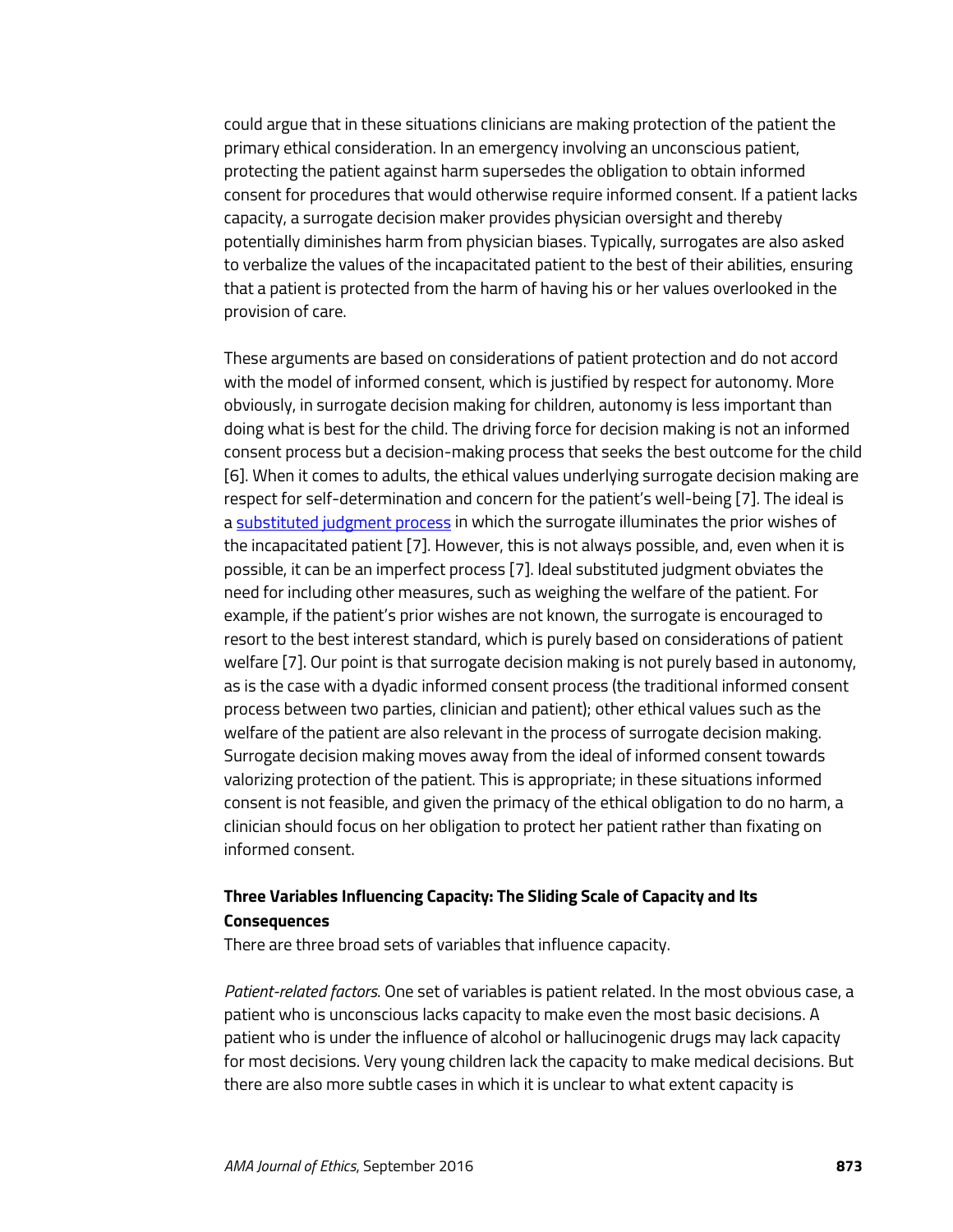could argue that in these situations clinicians are making protection of the patient the primary ethical consideration. In an emergency involving an unconscious patient, protecting the patient against harm supersedes the obligation to obtain informed consent for procedures that would otherwise require informed consent. If a patient lacks capacity, a surrogate decision maker provides physician oversight and thereby potentially diminishes harm from physician biases. Typically, surrogates are also asked to verbalize the values of the incapacitated patient to the best of their abilities, ensuring that a patient is protected from the harm of having his or her values overlooked in the provision of care.

These arguments are based on considerations of patient protection and do not accord with the model of informed consent, which is justified by respect for autonomy. More obviously, in surrogate decision making for children, autonomy is less important than doing what is best for the child. The driving force for decision making is not an informed consent process but a decision-making process that seeks the best outcome for the child [6]. When it comes to adults, the ethical values underlying surrogate decision making are respect for self-determination and concern for the patient's well-being [7]. The ideal is a substituted judgment process in which the surrogate illuminates the prior wishes of the incapacitated patient [7]. However, this is not always possible, and, even when it is possible, it can be an imperfect process [7]. Ideal substituted judgment obviates the need for including other measures, such as weighing the welfare of the patient. For example, if the patient's prior wishes are not known, the surrogate is encouraged to resort to the best interest standard, which is purely based on considerations of patient welfare [7]. Our point is that surrogate decision making is not purely based in autonomy, as is the case with a dyadic informed consent process (the traditional informed consent process between two parties, clinician and patient); other ethical values such as the welfare of the patient are also relevant in the process of surrogate decision making. Surrogate decision making moves away from the ideal of informed consent towards valorizing protection of the patient. This is appropriate; in these situations informed consent is not feasible, and given the primacy of the ethical obligation to do no harm, a clinician should focus on her obligation to protect her patient rather than fixating on informed consent.

**Three Variables Influencing Capacity: The Sliding Scale of Capacity and Its Consequences**

There are three broad sets of variables that influence capacity.

*Patient-related factors.* One set of variables is patient related. In the most obvious case, a patient who is unconscious lacks capacity to make even the most basic decisions. A patient who is under the influence of alcohol or hallucinogenic drugs may lack capacity for most decisions. Very young children lack the capacity to make medical decisions. But there are also more subtle cases in which it is unclear to what extent capacity is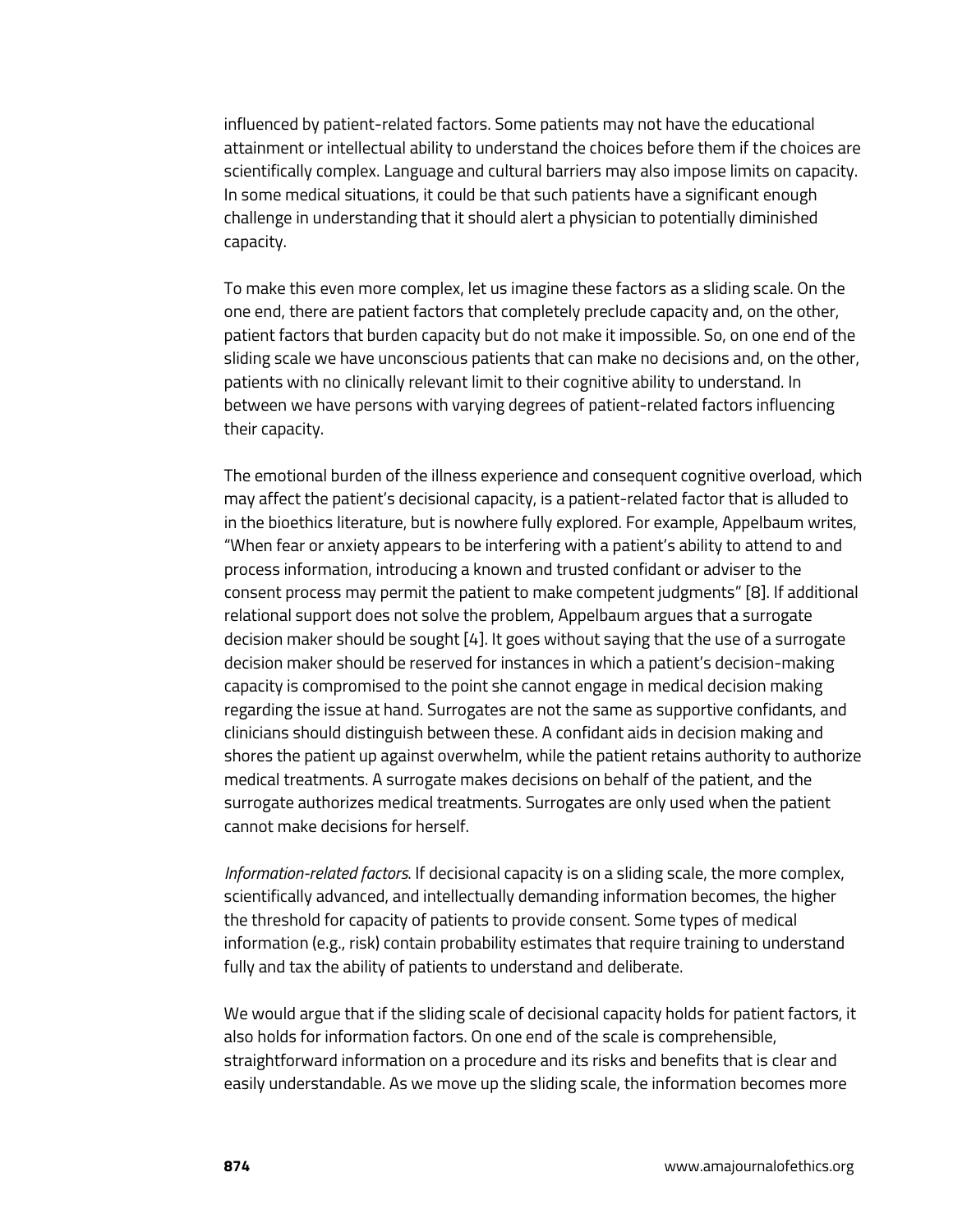influenced by patient-related factors. Some patients may not have the educational attainment or intellectual ability to understand the choices before them if the choices are scientifically complex. Language and cultural barriers may also impose limits on capacity. In some medical situations, it could be that such patients have a significant enough challenge in understanding that it should alert a physician to potentially diminished capacity.

To make this even more complex, let us imagine these factors as a sliding scale. On the one end, there are patient factors that completely preclude capacity and, on the other, patient factors that burden capacity but do not make it impossible. So, on one end of the sliding scale we have unconscious patients that can make no decisions and, on the other, patients with no clinically relevant limit to their cognitive ability to understand. In between we have persons with varying degrees of patient-related factors influencing their capacity.

The emotional burden of the illness experience and consequent cognitive overload, which may affect the patient's decisional capacity, is a patient-related factor that is alluded to in the bioethics literature, but is nowhere fully explored. For example, Appelbaum writes, "When fear or anxiety appears to be interfering with a patient's ability to attend to and process information, introducing a known and trusted confidant or adviser to the consent process may permit the patient to make competent judgments" [8]. If additional relational support does not solve the problem, Appelbaum argues that a surrogate decision maker should be sought [4]. It goes without saying that the use of a surrogate decision maker should be reserved for instances in which a patient's decision-making capacity is compromised to the point she cannot engage in medical decision making regarding the issue at hand. Surrogates are not the same as supportive confidants, and clinicians should distinguish between these. A confidant aids in decision making and shores the patient up against overwhelm, while the patient retains authority to authorize medical treatments. A surrogate makes decisions on behalf of the patient, and the surrogate authorizes medical treatments. Surrogates are only used when the patient cannot make decisions for herself.

*Information-related factors*. If decisional capacity is on a sliding scale, the more complex, scientifically advanced, and intellectually demanding information becomes, the higher the threshold for capacity of patients to provide consent. Some types of medical information (e.g., risk) contain probability estimates that require training to understand fully and tax the ability of patients to understand and deliberate.

We would argue that if the sliding scale of decisional capacity holds for patient factors, it also holds for information factors. On one end of the scale is comprehensible, straightforward information on a procedure and its risks and benefits that is clear and easily understandable. As we move up the sliding scale, the information becomes more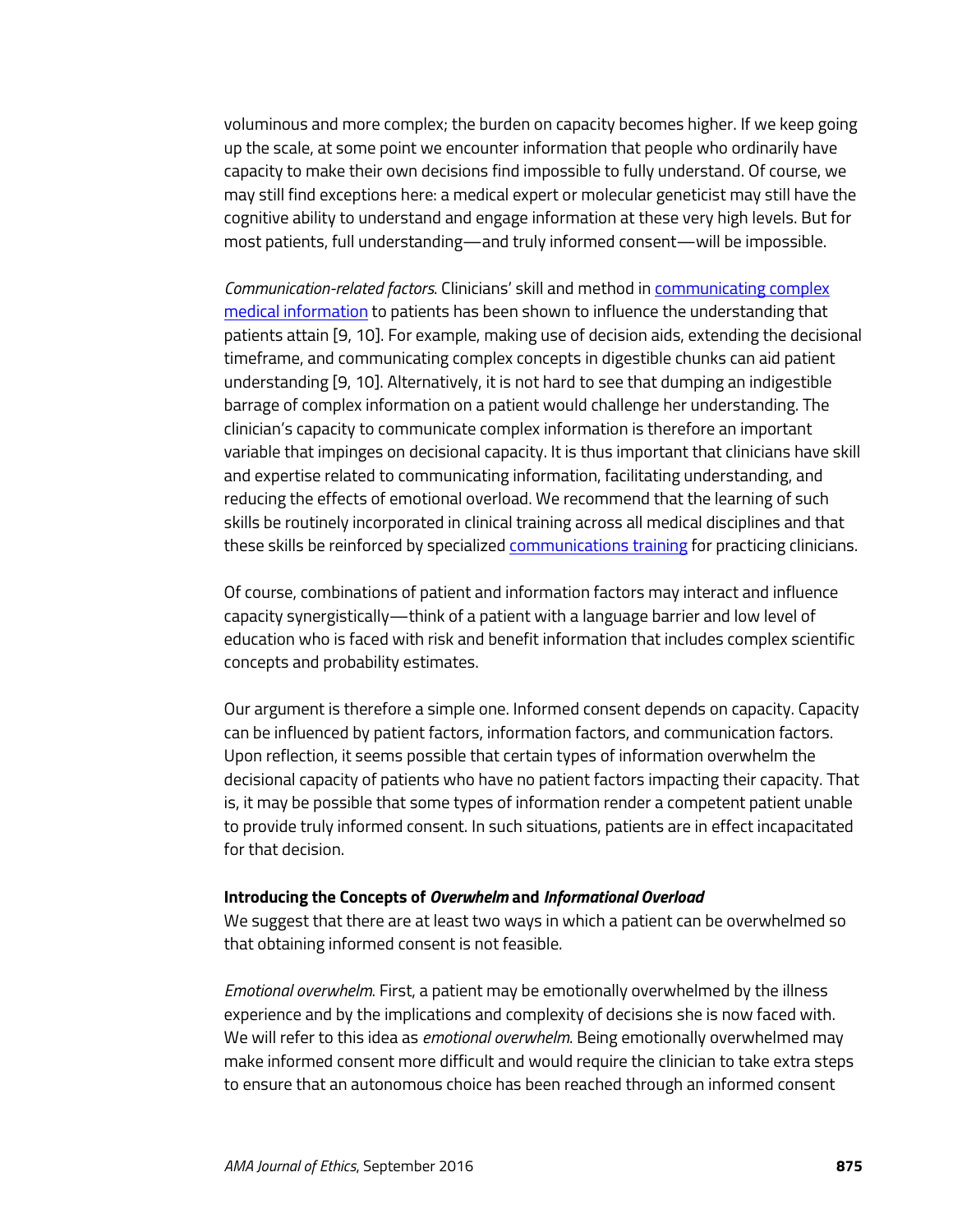voluminous and more complex; the burden on capacity becomes higher. If we keep going up the scale, at some point we encounter information that people who ordinarily have capacity to make their own decisions find impossible to fully understand. Of course, we may still find exceptions here: a medical expert or molecular geneticist may still have the cognitive ability to understand and engage information at these very high levels. But for most patients, full understanding—and truly informed consent—will be impossible.

*Communication-related factors*. Clinicians' skill and method in communicating complex medical information to patients has been shown to influence the understanding that patients attain [9, 10]. For example, making use of decision aids, extending the decisional timeframe, and communicating complex concepts in digestible chunks can aid patient understanding [9, 10]. Alternatively, it is not hard to see that dumping an indigestible barrage of complex information on a patient would challenge her understanding. The clinician's capacity to communicate complex information is therefore an important variable that impinges on decisional capacity. It is thus important that clinicians have skill and expertise related to communicating information, facilitating understanding, and reducing the effects of emotional overload. We recommend that the learning of such skills be routinely incorporated in clinical training across all medical disciplines and that these skills be reinforced by specialized communications training for practicing clinicians.

Of course, combinations of patient and information factors may interact and influence capacity synergistically—think of a patient with a language barrier and low level of education who is faced with risk and benefit information that includes complex scientific concepts and probability estimates.

Our argument is therefore a simple one. Informed consent depends on capacity. Capacity can be influenced by patient factors, information factors, and communication factors. Upon reflection, it seems possible that certain types of information overwhelm the decisional capacity of patients who have no patient factors impacting their capacity. That is, it may be possible that some types of information render a competent patient unable to provide truly informed consent. In such situations, patients are in effect incapacitated for that decision.

**Introducing the Concepts of *Overwhelm* and *Informational Overload***

We suggest that there are at least two ways in which a patient can be overwhelmed so that obtaining informed consent is not feasible.

*Emotional overwhelm*. First, a patient may be emotionally overwhelmed by the illness experience and by the implications and complexity of decisions she is now faced with. We will refer to this idea as *emotional overwhelm*. Being emotionally overwhelmed may make informed consent more difficult and would require the clinician to take extra steps to ensure that an autonomous choice has been reached through an informed consent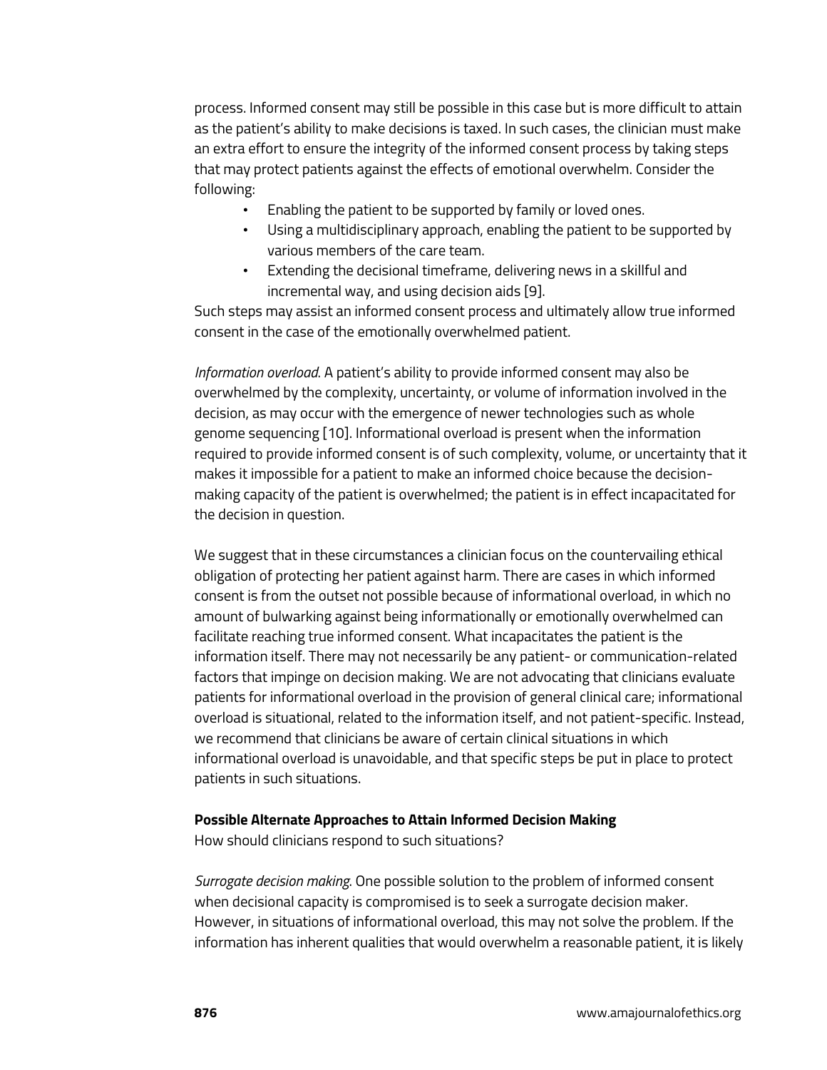process. Informed consent may still be possible in this case but is more difficult to attain as the patient's ability to make decisions is taxed. In such cases, the clinician must make an extra effort to ensure the integrity of the informed consent process by taking steps that may protect patients against the effects of emotional overwhelm. Consider the following:

- Enabling the patient to be supported by family or loved ones.
- Using a multidisciplinary approach, enabling the patient to be supported by various members of the care team.
- Extending the decisional timeframe, delivering news in a skillful and incremental way, and using decision aids [9].

Such steps may assist an informed consent process and ultimately allow true informed consent in the case of the emotionally overwhelmed patient.

*Information overload.* A patient's ability to provide informed consent may also be overwhelmed by the complexity, uncertainty, or volume of information involved in the decision, as may occur with the emergence of newer technologies such as whole genome sequencing [10]. Informational overload is present when the information required to provide informed consent is of such complexity, volume, or uncertainty that it makes it impossible for a patient to make an informed choice because the decision-making capacity of the patient is overwhelmed; the patient is in effect incapacitated for the decision in question.

We suggest that in these circumstances a clinician focus on the countervailing ethical obligation of protecting her patient against harm. There are cases in which informed consent is from the outset not possible because of informational overload, in which no amount of bulwarking against being informationally or emotionally overwhelmed can facilitate reaching true informed consent. What incapacitates the patient is the information itself. There may not necessarily be any patient- or communication-related factors that impinge on decision making. We are not advocating that clinicians evaluate patients for informational overload in the provision of general clinical care; informational overload is situational, related to the information itself, and not patient-specific. Instead, we recommend that clinicians be aware of certain clinical situations in which informational overload is unavoidable, and that specific steps be put in place to protect patients in such situations.

**Possible Alternate Approaches to Attain Informed Decision Making**

How should clinicians respond to such situations?

*Surrogate decision making.* One possible solution to the problem of informed consent when decisional capacity is compromised is to seek a surrogate decision maker. However, in situations of informational overload, this may not solve the problem. If the information has inherent qualities that would overwhelm a reasonable patient, it is likely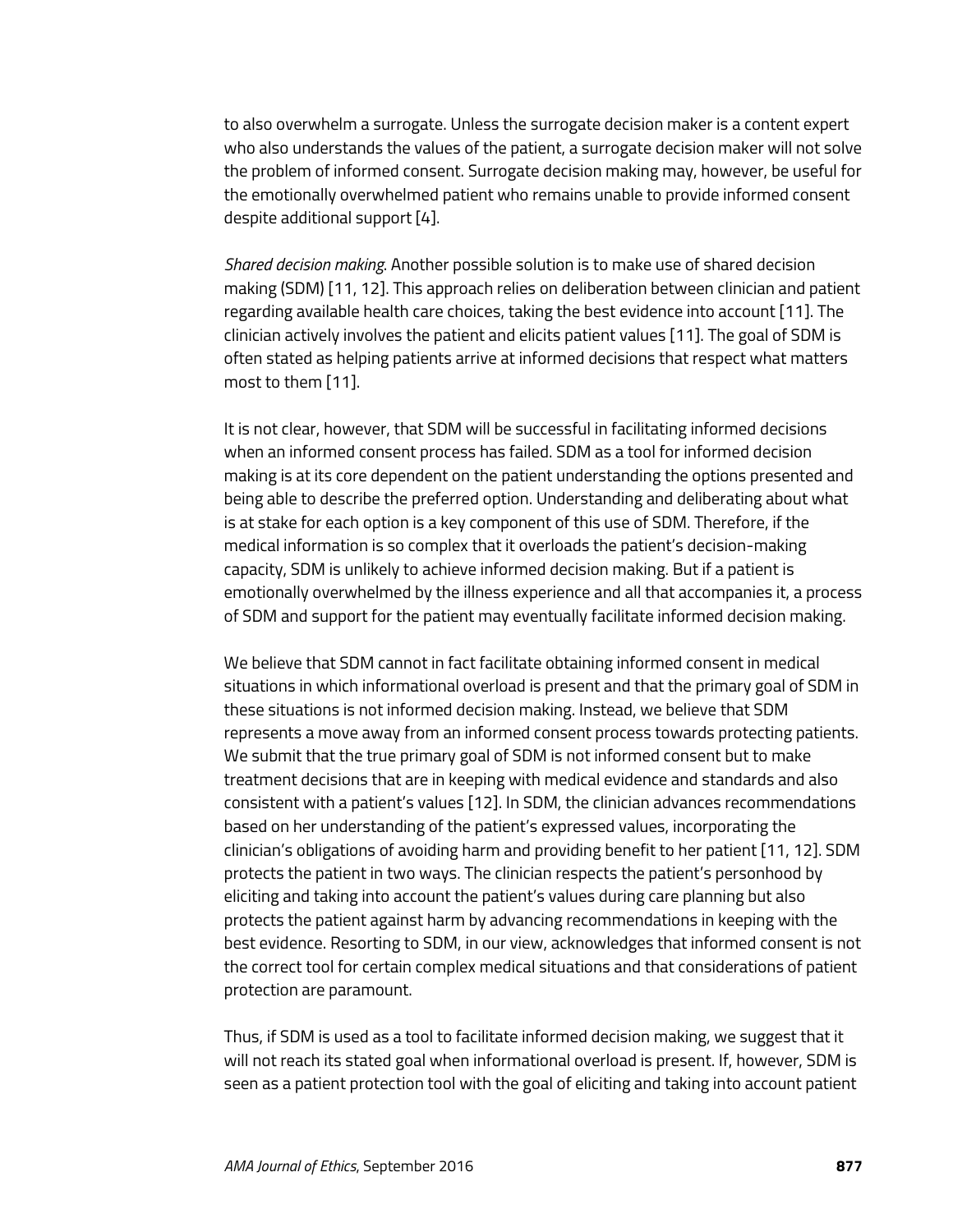to also overwhelm a surrogate. Unless the surrogate decision maker is a content expert who also understands the values of the patient, a surrogate decision maker will not solve the problem of informed consent. Surrogate decision making may, however, be useful for the emotionally overwhelmed patient who remains unable to provide informed consent despite additional support [4].

*Shared decision making*. Another possible solution is to make use of shared decision making (SDM) [11, 12]. This approach relies on deliberation between clinician and patient regarding available health care choices, taking the best evidence into account [11]. The clinician actively involves the patient and elicits patient values [11]. The goal of SDM is often stated as helping patients arrive at informed decisions that respect what matters most to them [11].

It is not clear, however, that SDM will be successful in facilitating informed decisions when an informed consent process has failed. SDM as a tool for informed decision making is at its core dependent on the patient understanding the options presented and being able to describe the preferred option. Understanding and deliberating about what is at stake for each option is a key component of this use of SDM. Therefore, if the medical information is so complex that it overloads the patient's decision-making capacity, SDM is unlikely to achieve informed decision making. But if a patient is emotionally overwhelmed by the illness experience and all that accompanies it, a process of SDM and support for the patient may eventually facilitate informed decision making.

We believe that SDM cannot in fact facilitate obtaining informed consent in medical situations in which informational overload is present and that the primary goal of SDM in these situations is not informed decision making. Instead, we believe that SDM represents a move away from an informed consent process towards protecting patients. We submit that the true primary goal of SDM is not informed consent but to make treatment decisions that are in keeping with medical evidence and standards and also consistent with a patient's values [12]. In SDM, the clinician advances recommendations based on her understanding of the patient's expressed values, incorporating the clinician's obligations of avoiding harm and providing benefit to her patient [11, 12]. SDM protects the patient in two ways. The clinician respects the patient's personhood by eliciting and taking into account the patient's values during care planning but also protects the patient against harm by advancing recommendations in keeping with the best evidence. Resorting to SDM, in our view, acknowledges that informed consent is not the correct tool for certain complex medical situations and that considerations of patient protection are paramount.

Thus, if SDM is used as a tool to facilitate informed decision making, we suggest that it will not reach its stated goal when informational overload is present. If, however, SDM is seen as a patient protection tool with the goal of eliciting and taking into account patient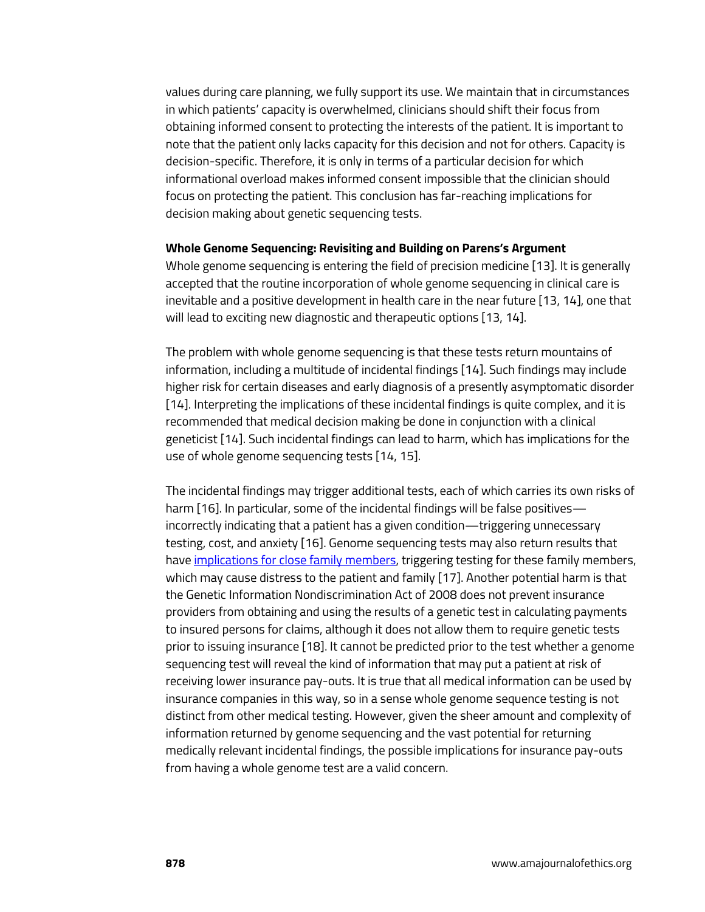values during care planning, we fully support its use. We maintain that in circumstances in which patients' capacity is overwhelmed, clinicians should shift their focus from obtaining informed consent to protecting the interests of the patient. It is important to note that the patient only lacks capacity for this decision and not for others. Capacity is decision-specific. Therefore, it is only in terms of a particular decision for which informational overload makes informed consent impossible that the clinician should focus on protecting the patient. This conclusion has far-reaching implications for decision making about genetic sequencing tests.

**Whole Genome Sequencing: Revisiting and Building on Parens's Argument**

Whole genome sequencing is entering the field of precision medicine [13]. It is generally accepted that the routine incorporation of whole genome sequencing in clinical care is inevitable and a positive development in health care in the near future [13, 14], one that will lead to exciting new diagnostic and therapeutic options [13, 14].

The problem with whole genome sequencing is that these tests return mountains of information, including a multitude of incidental findings [14]. Such findings may include higher risk for certain diseases and early diagnosis of a presently asymptomatic disorder [14]. Interpreting the implications of these incidental findings is quite complex, and it is recommended that medical decision making be done in conjunction with a clinical geneticist [14]. Such incidental findings can lead to harm, which has implications for the use of whole genome sequencing tests [14, 15].

The incidental findings may trigger additional tests, each of which carries its own risks of harm [16]. In particular, some of the incidental findings will be false positives—incorrectly indicating that a patient has a given condition—triggering unnecessary testing, cost, and anxiety [16]. Genome sequencing tests may also return results that have implications for close family members, triggering testing for these family members, which may cause distress to the patient and family [17]. Another potential harm is that the Genetic Information Nondiscrimination Act of 2008 does not prevent insurance providers from obtaining and using the results of a genetic test in calculating payments to insured persons for claims, although it does not allow them to require genetic tests prior to issuing insurance [18]. It cannot be predicted prior to the test whether a genome sequencing test will reveal the kind of information that may put a patient at risk of receiving lower insurance pay-outs. It is true that all medical information can be used by insurance companies in this way, so in a sense whole genome sequence testing is not distinct from other medical testing. However, given the sheer amount and complexity of information returned by genome sequencing and the vast potential for returning medically relevant incidental findings, the possible implications for insurance pay-outs from having a whole genome test are a valid concern.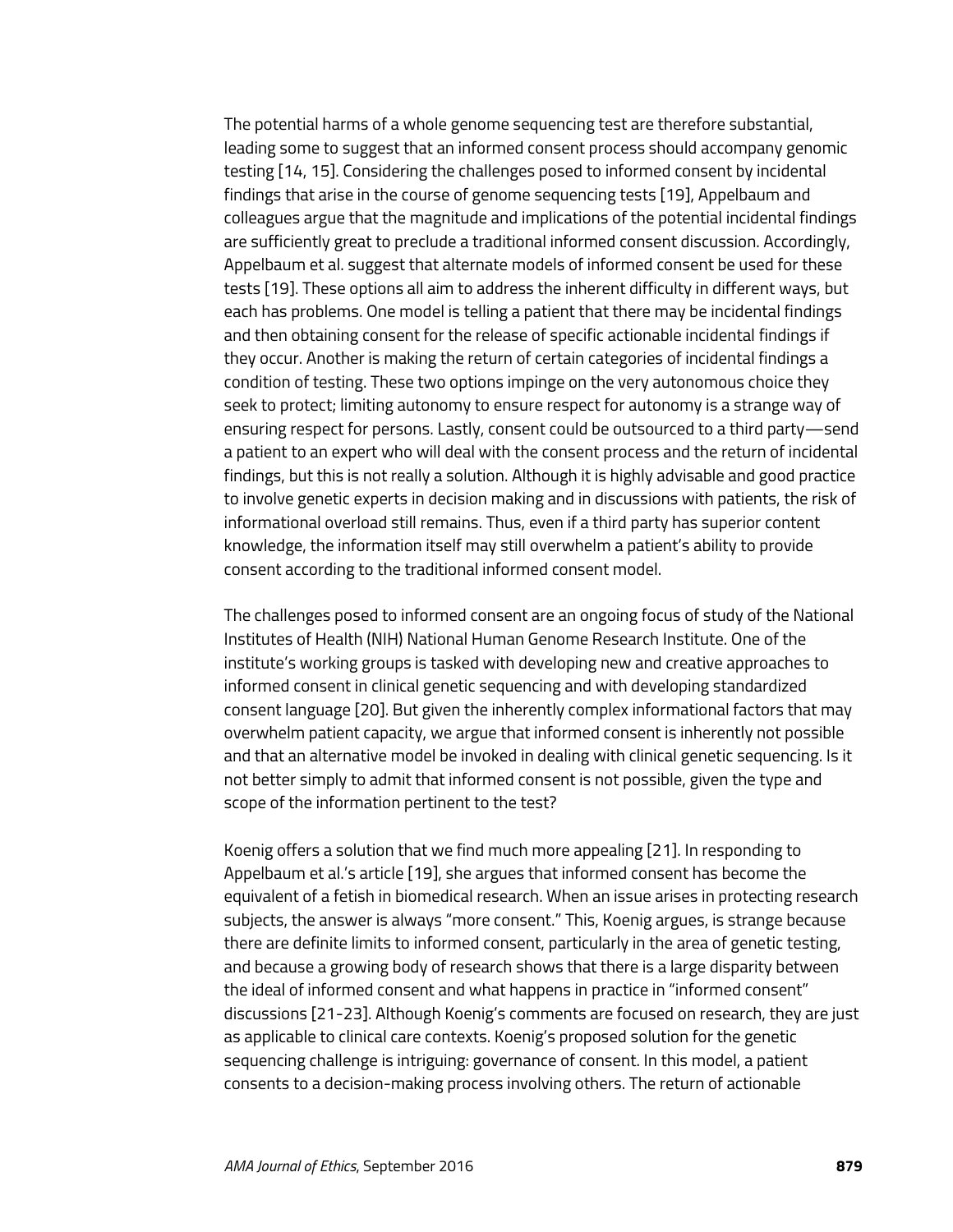The potential harms of a whole genome sequencing test are therefore substantial, leading some to suggest that an informed consent process should accompany genomic testing [14, 15]. Considering the challenges posed to informed consent by incidental findings that arise in the course of genome sequencing tests [19], Appelbaum and colleagues argue that the magnitude and implications of the potential incidental findings are sufficiently great to preclude a traditional informed consent discussion. Accordingly, Appelbaum et al. suggest that alternate models of informed consent be used for these tests [19]. These options all aim to address the inherent difficulty in different ways, but each has problems. One model is telling a patient that there may be incidental findings and then obtaining consent for the release of specific actionable incidental findings if they occur. Another is making the return of certain categories of incidental findings a condition of testing. These two options impinge on the very autonomous choice they seek to protect; limiting autonomy to ensure respect for autonomy is a strange way of ensuring respect for persons. Lastly, consent could be outsourced to a third party—send a patient to an expert who will deal with the consent process and the return of incidental findings, but this is not really a solution. Although it is highly advisable and good practice to involve genetic experts in decision making and in discussions with patients, the risk of informational overload still remains. Thus, even if a third party has superior content knowledge, the information itself may still overwhelm a patient's ability to provide consent according to the traditional informed consent model.

The challenges posed to informed consent are an ongoing focus of study of the National Institutes of Health (NIH) National Human Genome Research Institute. One of the institute's working groups is tasked with developing new and creative approaches to informed consent in clinical genetic sequencing and with developing standardized consent language [20]. But given the inherently complex informational factors that may overwhelm patient capacity, we argue that informed consent is inherently not possible and that an alternative model be invoked in dealing with clinical genetic sequencing. Is it not better simply to admit that informed consent is not possible, given the type and scope of the information pertinent to the test?

Koenig offers a solution that we find much more appealing [21]. In responding to Appelbaum et al.'s article [19], she argues that informed consent has become the equivalent of a fetish in biomedical research. When an issue arises in protecting research subjects, the answer is always "more consent." This, Koenig argues, is strange because there are definite limits to informed consent, particularly in the area of genetic testing, and because a growing body of research shows that there is a large disparity between the ideal of informed consent and what happens in practice in "informed consent" discussions [21-23]. Although Koenig's comments are focused on research, they are just as applicable to clinical care contexts. Koenig's proposed solution for the genetic sequencing challenge is intriguing: governance of consent. In this model, a patient consents to a decision-making process involving others. The return of actionable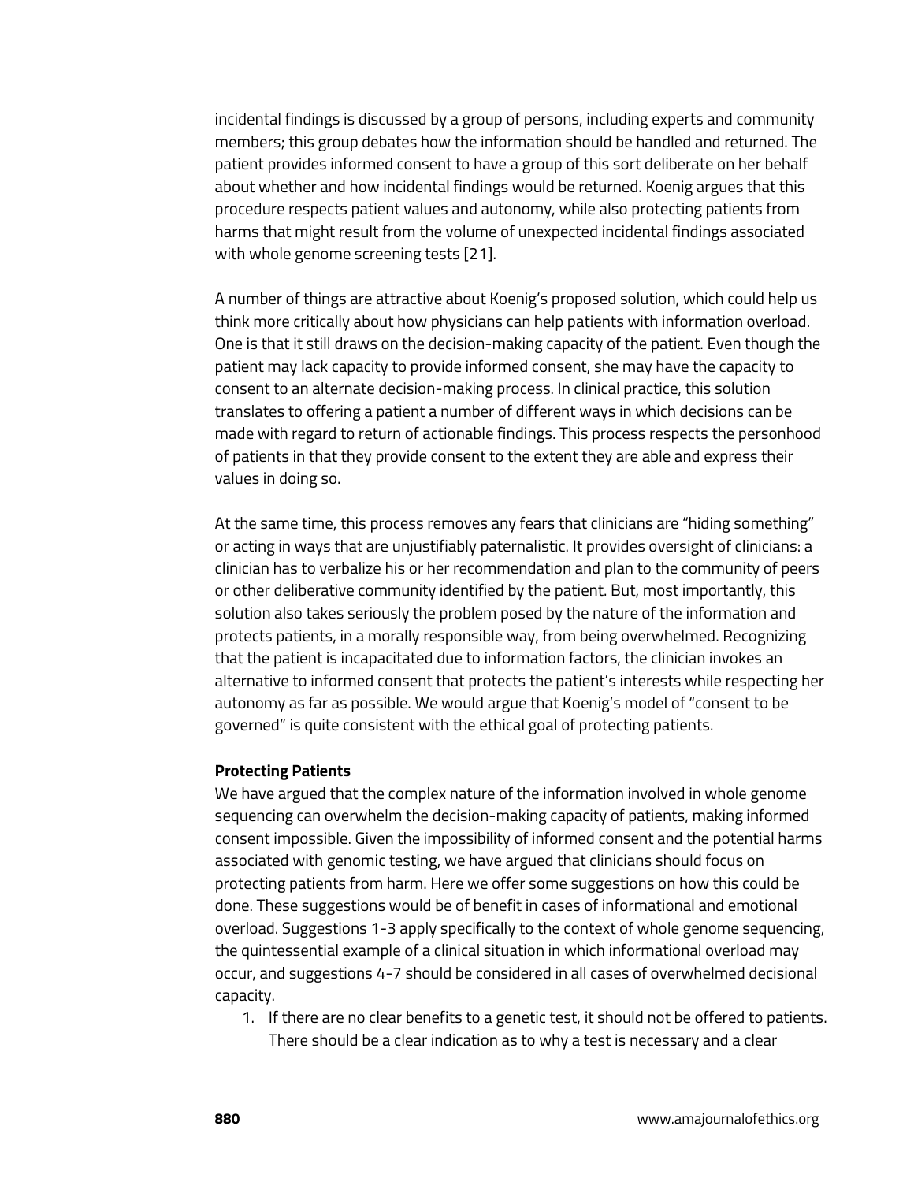incidental findings is discussed by a group of persons, including experts and community members; this group debates how the information should be handled and returned. The patient provides informed consent to have a group of this sort deliberate on her behalf about whether and how incidental findings would be returned. Koenig argues that this procedure respects patient values and autonomy, while also protecting patients from harms that might result from the volume of unexpected incidental findings associated with whole genome screening tests [21].

A number of things are attractive about Koenig's proposed solution, which could help us think more critically about how physicians can help patients with information overload. One is that it still draws on the decision-making capacity of the patient. Even though the patient may lack capacity to provide informed consent, she may have the capacity to consent to an alternate decision-making process. In clinical practice, this solution translates to offering a patient a number of different ways in which decisions can be made with regard to return of actionable findings. This process respects the personhood of patients in that they provide consent to the extent they are able and express their values in doing so.

At the same time, this process removes any fears that clinicians are "hiding something" or acting in ways that are unjustifiably paternalistic. It provides oversight of clinicians: a clinician has to verbalize his or her recommendation and plan to the community of peers or other deliberative community identified by the patient. But, most importantly, this solution also takes seriously the problem posed by the nature of the information and protects patients, in a morally responsible way, from being overwhelmed. Recognizing that the patient is incapacitated due to information factors, the clinician invokes an alternative to informed consent that protects the patient's interests while respecting her autonomy as far as possible. We would argue that Koenig's model of "consent to be governed" is quite consistent with the ethical goal of protecting patients.

**Protecting Patients**

We have argued that the complex nature of the information involved in whole genome sequencing can overwhelm the decision-making capacity of patients, making informed consent impossible. Given the impossibility of informed consent and the potential harms associated with genomic testing, we have argued that clinicians should focus on protecting patients from harm. Here we offer some suggestions on how this could be done. These suggestions would be of benefit in cases of informational and emotional overload. Suggestions 1-3 apply specifically to the context of whole genome sequencing, the quintessential example of a clinical situation in which informational overload may occur, and suggestions 4-7 should be considered in all cases of overwhelmed decisional capacity.

1. If there are no clear benefits to a genetic test, it should not be offered to patients. There should be a clear indication as to why a test is necessary and a clear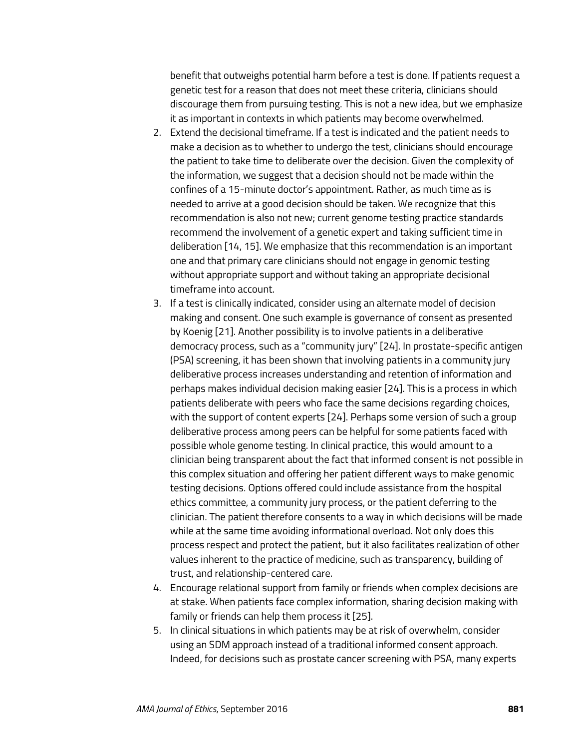benefit that outweighs potential harm before a test is done. If patients request a genetic test for a reason that does not meet these criteria, clinicians should discourage them from pursuing testing. This is not a new idea, but we emphasize it as important in contexts in which patients may become overwhelmed.

2. Extend the decisional timeframe. If a test is indicated and the patient needs to make a decision as to whether to undergo the test, clinicians should encourage the patient to take time to deliberate over the decision. Given the complexity of the information, we suggest that a decision should not be made within the confines of a 15-minute doctor's appointment. Rather, as much time as is needed to arrive at a good decision should be taken. We recognize that this recommendation is also not new; current genome testing practice standards recommend the involvement of a genetic expert and taking sufficient time in deliberation [14, 15]. We emphasize that this recommendation is an important one and that primary care clinicians should not engage in genomic testing without appropriate support and without taking an appropriate decisional timeframe into account.
3. If a test is clinically indicated, consider using an alternate model of decision making and consent. One such example is governance of consent as presented by Koenig [21]. Another possibility is to involve patients in a deliberative democracy process, such as a "community jury" [24]. In prostate-specific antigen (PSA) screening, it has been shown that involving patients in a community jury deliberative process increases understanding and retention of information and perhaps makes individual decision making easier [24]. This is a process in which patients deliberate with peers who face the same decisions regarding choices, with the support of content experts [24]. Perhaps some version of such a group deliberative process among peers can be helpful for some patients faced with possible whole genome testing. In clinical practice, this would amount to a clinician being transparent about the fact that informed consent is not possible in this complex situation and offering her patient different ways to make genomic testing decisions. Options offered could include assistance from the hospital ethics committee, a community jury process, or the patient deferring to the clinician. The patient therefore consents to a way in which decisions will be made while at the same time avoiding informational overload. Not only does this process respect and protect the patient, but it also facilitates realization of other values inherent to the practice of medicine, such as transparency, building of trust, and relationship-centered care.
4. Encourage relational support from family or friends when complex decisions are at stake. When patients face complex information, sharing decision making with family or friends can help them process it [25].
5. In clinical situations in which patients may be at risk of overwhelm, consider using an SDM approach instead of a traditional informed consent approach. Indeed, for decisions such as prostate cancer screening with PSA, many experts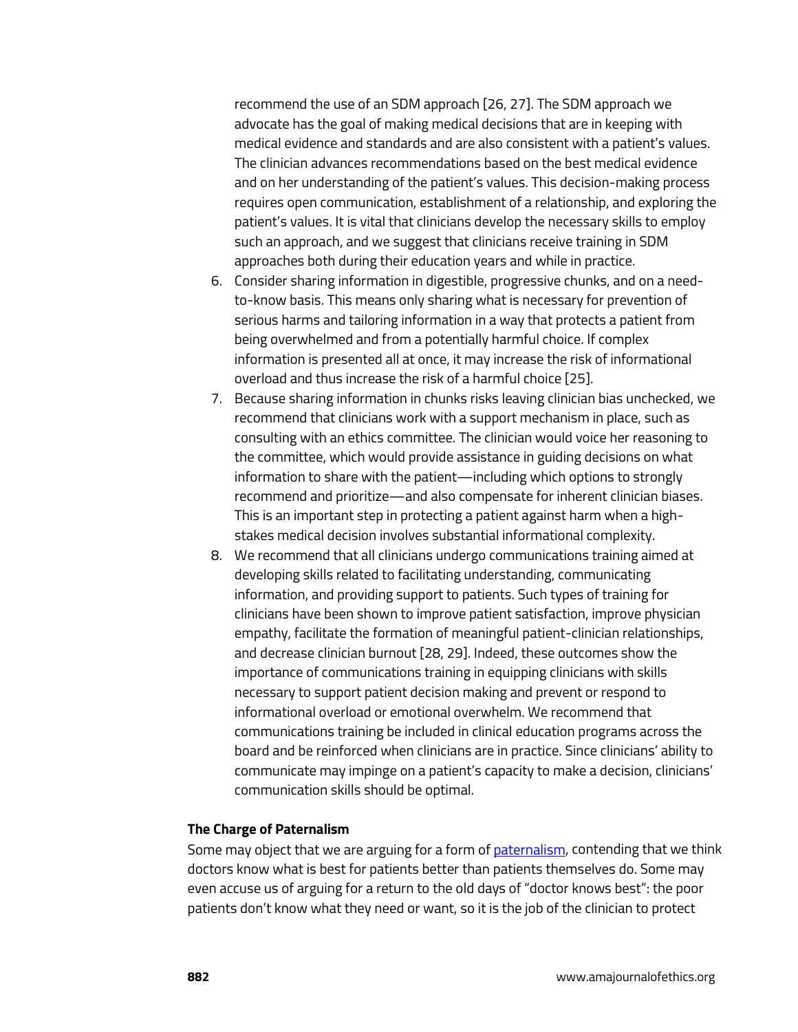recommend the use of an SDM approach [26, 27]. The SDM approach we advocate has the goal of making medical decisions that are in keeping with medical evidence and standards and are also consistent with a patient's values. The clinician advances recommendations based on the best medical evidence and on her understanding of the patient's values. This decision-making process requires open communication, establishment of a relationship, and exploring the patient's values. It is vital that clinicians develop the necessary skills to employ such an approach, and we suggest that clinicians receive training in SDM approaches both during their education years and while in practice.

6. Consider sharing information in digestible, progressive chunks, and on a need-to-know basis. This means only sharing what is necessary for prevention of serious harms and tailoring information in a way that protects a patient from being overwhelmed and from a potentially harmful choice. If complex information is presented all at once, it may increase the risk of informational overload and thus increase the risk of a harmful choice [25].
7. Because sharing information in chunks risks leaving clinician bias unchecked, we recommend that clinicians work with a support mechanism in place, such as consulting with an ethics committee. The clinician would voice her reasoning to the committee, which would provide assistance in guiding decisions on what information to share with the patient—including which options to strongly recommend and prioritize—and also compensate for inherent clinician biases. This is an important step in protecting a patient against harm when a high-stakes medical decision involves substantial informational complexity.
8. We recommend that all clinicians undergo communications training aimed at developing skills related to facilitating understanding, communicating information, and providing support to patients. Such types of training for clinicians have been shown to improve patient satisfaction, improve physician empathy, facilitate the formation of meaningful patient-clinician relationships, and decrease clinician burnout [28, 29]. Indeed, these outcomes show the importance of communications training in equipping clinicians with skills necessary to support patient decision making and prevent or respond to informational overload or emotional overwhelm. We recommend that communications training be included in clinical education programs across the board and be reinforced when clinicians are in practice. Since clinicians' ability to communicate may impinge on a patient's capacity to make a decision, clinicians' communication skills should be optimal.

### The Charge of Paternalism

Some may object that we are arguing for a form of paternalism, contending that we think doctors know what is best for patients better than patients themselves do. Some may even accuse us of arguing for a return to the old days of "doctor knows best": the poor patients don't know what they need or want, so it is the job of the clinician to protect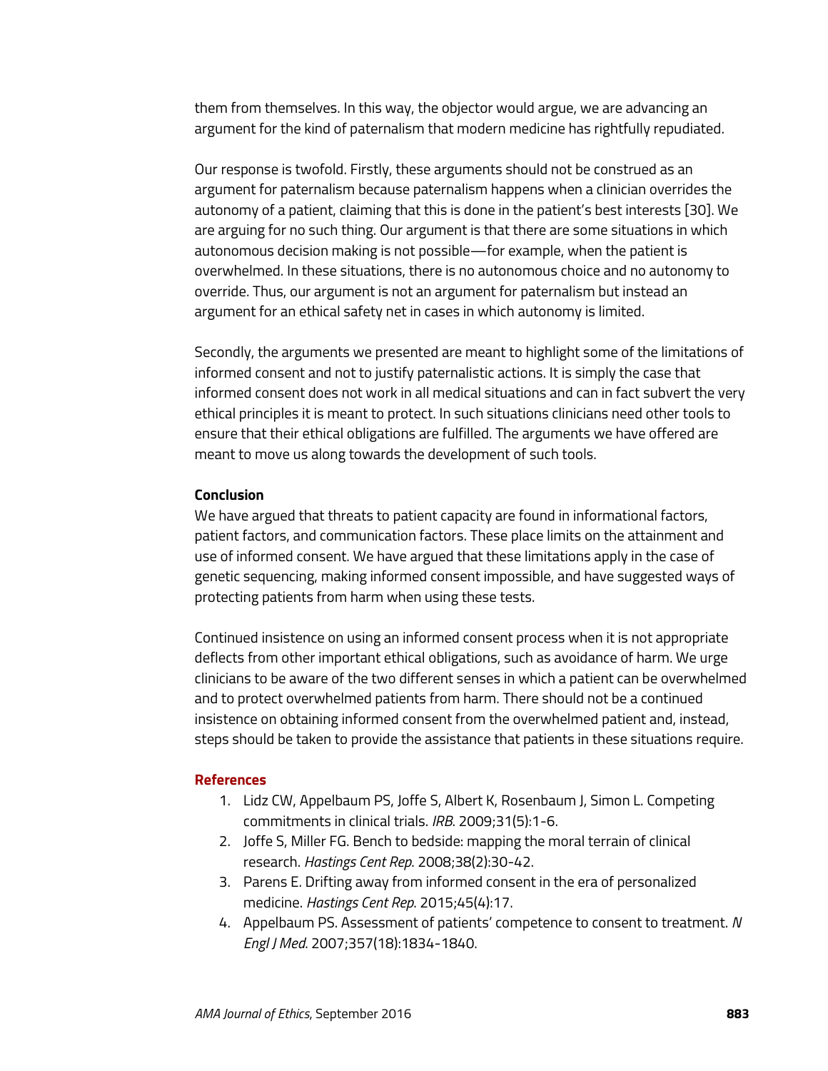them from themselves. In this way, the objector would argue, we are advancing an argument for the kind of paternalism that modern medicine has rightfully repudiated.

Our response is twofold. Firstly, these arguments should not be construed as an argument for paternalism because paternalism happens when a clinician overrides the autonomy of a patient, claiming that this is done in the patient's best interests [30]. We are arguing for no such thing. Our argument is that there are some situations in which autonomous decision making is not possible—for example, when the patient is overwhelmed. In these situations, there is no autonomous choice and no autonomy to override. Thus, our argument is not an argument for paternalism but instead an argument for an ethical safety net in cases in which autonomy is limited.

Secondly, the arguments we presented are meant to highlight some of the limitations of informed consent and not to justify paternalistic actions. It is simply the case that informed consent does not work in all medical situations and can in fact subvert the very ethical principles it is meant to protect. In such situations clinicians need other tools to ensure that their ethical obligations are fulfilled. The arguments we have offered are meant to move us along towards the development of such tools.

**Conclusion**

We have argued that threats to patient capacity are found in informational factors, patient factors, and communication factors. These place limits on the attainment and use of informed consent. We have argued that these limitations apply in the case of genetic sequencing, making informed consent impossible, and have suggested ways of protecting patients from harm when using these tests.

Continued insistence on using an informed consent process when it is not appropriate deflects from other important ethical obligations, such as avoidance of harm. We urge clinicians to be aware of the two different senses in which a patient can be overwhelmed and to protect overwhelmed patients from harm. There should not be a continued insistence on obtaining informed consent from the overwhelmed patient and, instead, steps should be taken to provide the assistance that patients in these situations require.

## References

1. Lidz CW, Appelbaum PS, Joffe S, Albert K, Rosenbaum J, Simon L. Competing commitments in clinical trials. *IRB*. 2009;31(5):1-6.
2. Joffe S, Miller FG. Bench to bedside: mapping the moral terrain of clinical research. *Hastings Cent Rep*. 2008;38(2):30-42.
3. Parens E. Drifting away from informed consent in the era of personalized medicine. *Hastings Cent Rep*. 2015;45(4):17.
4. Appelbaum PS. Assessment of patients' competence to consent to treatment. *N Engl J Med*. 2007;357(18):1834-1840.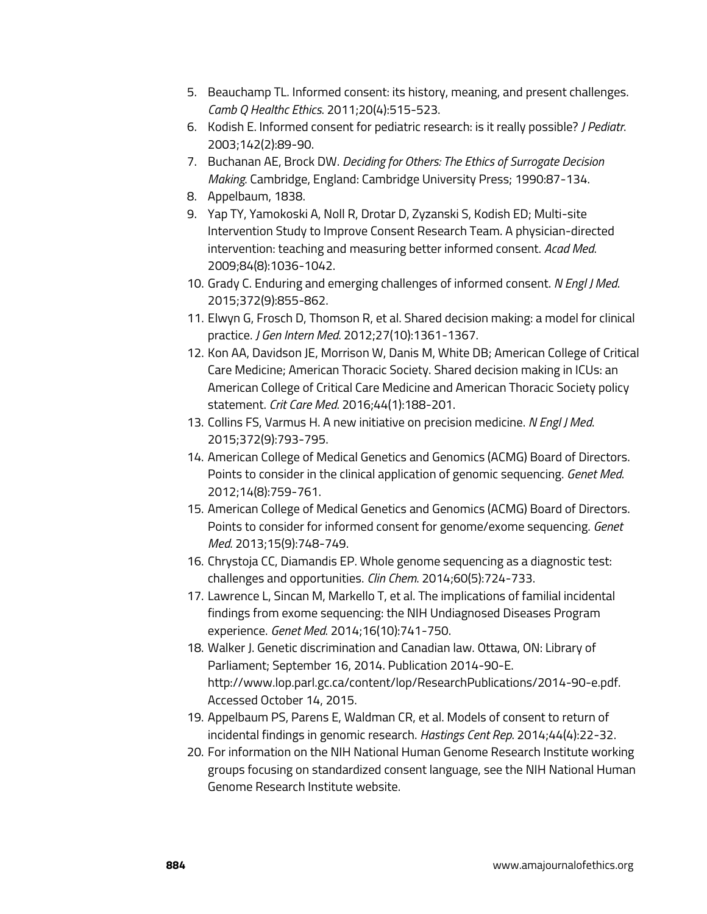5. Beauchamp TL. Informed consent: its history, meaning, and present challenges. *Camb Q Healthc Ethics*. 2011;20(4):515-523.
6. Kodish E. Informed consent for pediatric research: is it really possible? *J Pediatr*. 2003;142(2):89-90.
7. Buchanan AE, Brock DW. *Deciding for Others: The Ethics of Surrogate Decision Making*. Cambridge, England: Cambridge University Press; 1990:87-134.
8. Appelbaum, 1838.
9. Yap TY, Yamokoski A, Noll R, Drotar D, Zyzanski S, Kodish ED; Multi-site Intervention Study to Improve Consent Research Team. A physician-directed intervention: teaching and measuring better informed consent. *Acad Med*. 2009;84(8):1036-1042.
10. Grady C. Enduring and emerging challenges of informed consent. *N Engl J Med*. 2015;372(9):855-862.
11. Elwyn G, Frosch D, Thomson R, et al. Shared decision making: a model for clinical practice. *J Gen Intern Med*. 2012;27(10):1361-1367.
12. Kon AA, Davidson JE, Morrison W, Danis M, White DB; American College of Critical Care Medicine; American Thoracic Society. Shared decision making in ICUs: an American College of Critical Care Medicine and American Thoracic Society policy statement. *Crit Care Med*. 2016;44(1):188-201.
13. Collins FS, Varmus H. A new initiative on precision medicine. *N Engl J Med*. 2015;372(9):793-795.
14. American College of Medical Genetics and Genomics (ACMG) Board of Directors. Points to consider in the clinical application of genomic sequencing. *Genet Med*. 2012;14(8):759-761.
15. American College of Medical Genetics and Genomics (ACMG) Board of Directors. Points to consider for informed consent for genome/exome sequencing. *Genet Med*. 2013;15(9):748-749.
16. Chrystoja CC, Diamandis EP. Whole genome sequencing as a diagnostic test: challenges and opportunities. *Clin Chem*. 2014;60(5):724-733.
17. Lawrence L, Sincan M, Markello T, et al. The implications of familial incidental findings from exome sequencing: the NIH Undiagnosed Diseases Program experience. *Genet Med*. 2014;16(10):741-750.
18. Walker J. Genetic discrimination and Canadian law. Ottawa, ON: Library of Parliament; September 16, 2014. Publication 2014-90-E. http://www.lop.parl.gc.ca/content/lop/ResearchPublications/2014-90-e.pdf. Accessed October 14, 2015.
19. Appelbaum PS, Parens E, Waldman CR, et al. Models of consent to return of incidental findings in genomic research. *Hastings Cent Rep*. 2014;44(4):22-32.
20. For information on the NIH National Human Genome Research Institute working groups focusing on standardized consent language, see the NIH National Human Genome Research Institute website.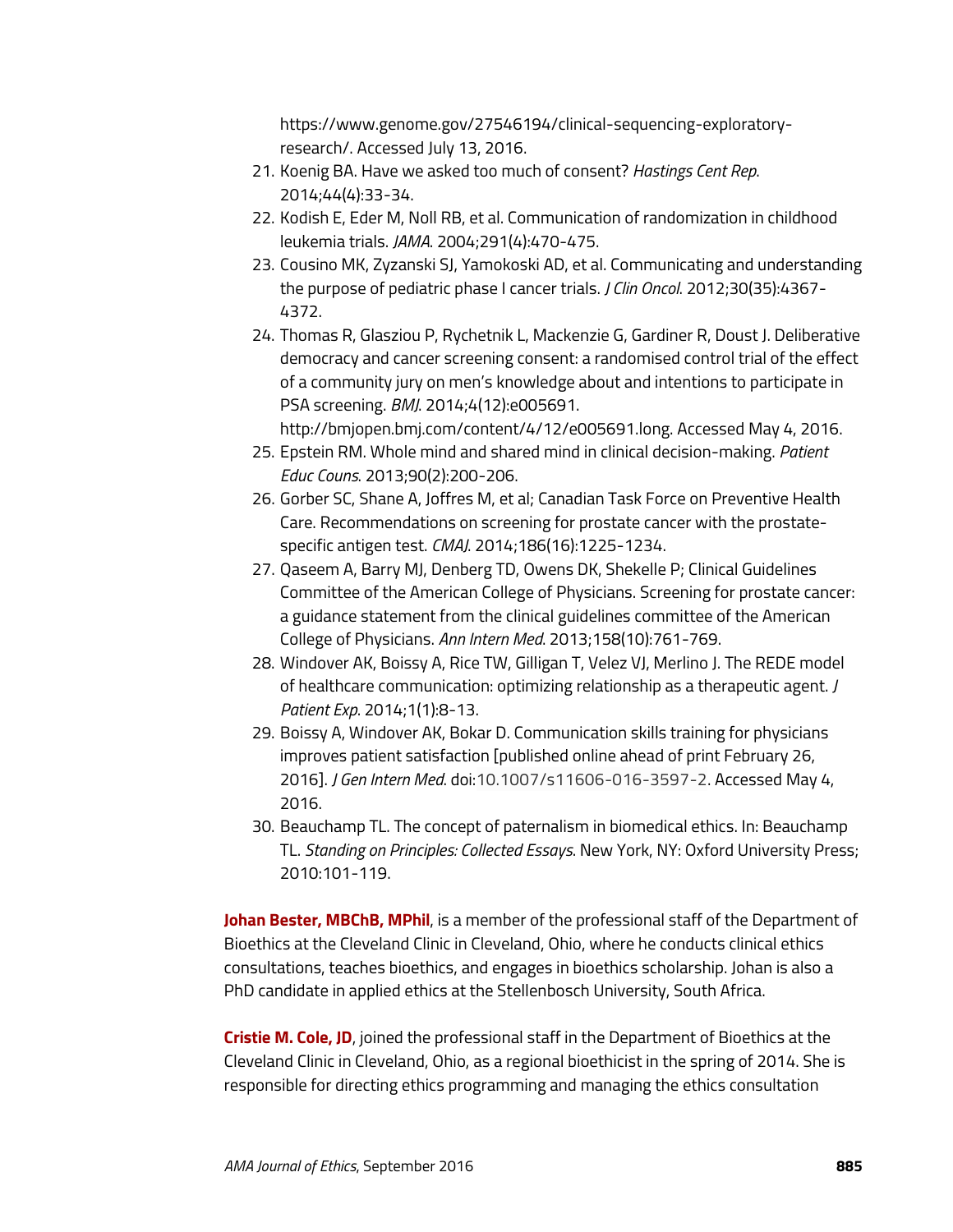https://www.genome.gov/27546194/clinical-sequencing-exploratory-research/. Accessed July 13, 2016.

21. Koenig BA. Have we asked too much of consent? *Hastings Cent Rep*. 2014;44(4):33-34.
22. Kodish E, Eder M, Noll RB, et al. Communication of randomization in childhood leukemia trials. *JAMA*. 2004;291(4):470-475.
23. Cousino MK, Zyzanski SJ, Yamokoski AD, et al. Communicating and understanding the purpose of pediatric phase I cancer trials. *J Clin Oncol*. 2012;30(35):4367-4372.
24. Thomas R, Glasziou P, Rychetnik L, Mackenzie G, Gardiner R, Doust J. Deliberative democracy and cancer screening consent: a randomised control trial of the effect of a community jury on men's knowledge about and intentions to participate in PSA screening. *BMJ*. 2014;4(12):e005691. http://bmjopen.bmj.com/content/4/12/e005691.long. Accessed May 4, 2016.
25. Epstein RM. Whole mind and shared mind in clinical decision-making. *Patient Educ Couns*. 2013;90(2):200-206.
26. Gorber SC, Shane A, Joffres M, et al; Canadian Task Force on Preventive Health Care. Recommendations on screening for prostate cancer with the prostate-specific antigen test. *CMAJ*. 2014;186(16):1225-1234.
27. Qaseem A, Barry MJ, Denberg TD, Owens DK, Shekelle P; Clinical Guidelines Committee of the American College of Physicians. Screening for prostate cancer: a guidance statement from the clinical guidelines committee of the American College of Physicians. *Ann Intern Med*. 2013;158(10):761-769.
28. Windover AK, Boissy A, Rice TW, Gilligan T, Velez VJ, Merlino J. The REDE model of healthcare communication: optimizing relationship as a therapeutic agent. *J Patient Exp*. 2014;1(1):8-13.
29. Boissy A, Windover AK, Bokar D. Communication skills training for physicians improves patient satisfaction [published online ahead of print February 26, 2016]. *J Gen Intern Med*. doi:10.1007/s11606-016-3597-2. Accessed May 4, 2016.
30. Beauchamp TL. The concept of paternalism in biomedical ethics. In: Beauchamp TL. *Standing on Principles: Collected Essays*. New York, NY: Oxford University Press; 2010:101-119.

**Johan Bester, MBChB, MPhil**, is a member of the professional staff of the Department of Bioethics at the Cleveland Clinic in Cleveland, Ohio, where he conducts clinical ethics consultations, teaches bioethics, and engages in bioethics scholarship. Johan is also a PhD candidate in applied ethics at the Stellenbosch University, South Africa.

**Cristie M. Cole, JD**, joined the professional staff in the Department of Bioethics at the Cleveland Clinic in Cleveland, Ohio, as a regional bioethicist in the spring of 2014. She is responsible for directing ethics programming and managing the ethics consultation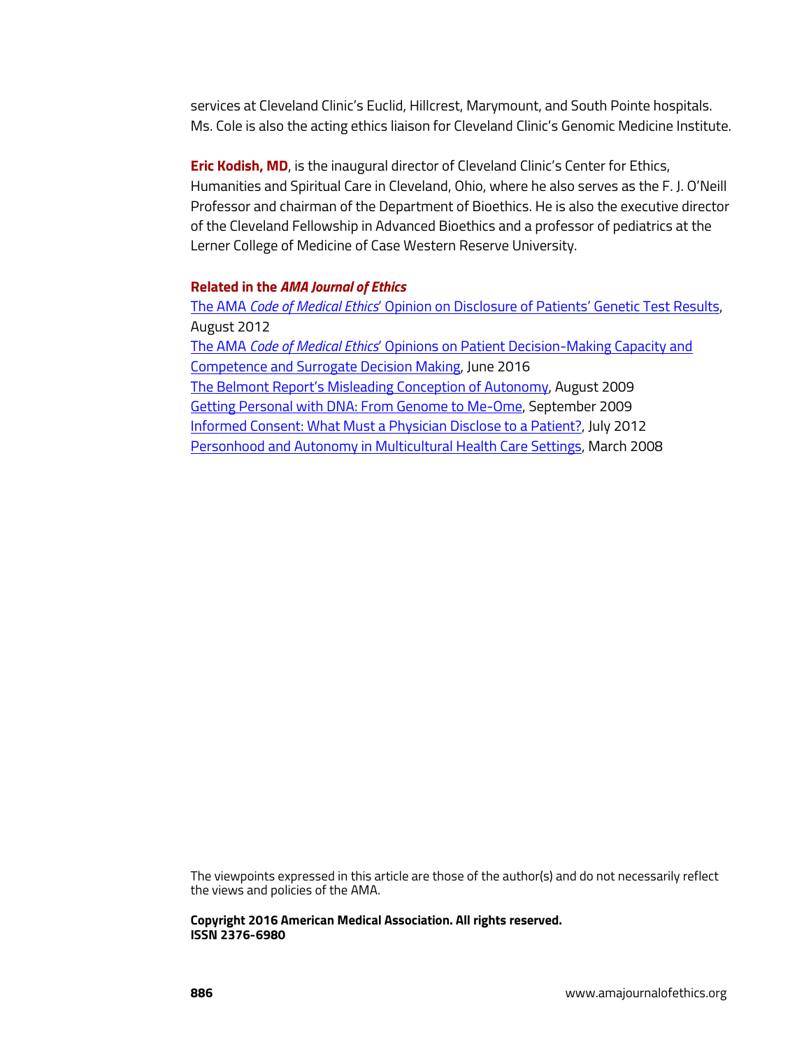services at Cleveland Clinic's Euclid, Hillcrest, Marymount, and South Pointe hospitals. Ms. Cole is also the acting ethics liaison for Cleveland Clinic's Genomic Medicine Institute.

**Eric Kodish, MD**, is the inaugural director of Cleveland Clinic's Center for Ethics, Humanities and Spiritual Care in Cleveland, Ohio, where he also serves as the F. J. O'Neill Professor and chairman of the Department of Bioethics. He is also the executive director of the Cleveland Fellowship in Advanced Bioethics and a professor of pediatrics at the Lerner College of Medicine of Case Western Reserve University.

**Related in the *AMA Journal of Ethics***

The AMA *Code of Medical Ethics*' Opinion on Disclosure of Patients' Genetic Test Results, August 2012
The AMA *Code of Medical Ethics*' Opinions on Patient Decision-Making Capacity and Competence and Surrogate Decision Making, June 2016
The Belmont Report's Misleading Conception of Autonomy, August 2009
Getting Personal with DNA: From Genome to Me-Ome, September 2009
Informed Consent: What Must a Physician Disclose to a Patient?, July 2012
Personhood and Autonomy in Multicultural Health Care Settings, March 2008

The viewpoints expressed in this article are those of the author(s) and do not necessarily reflect the views and policies of the AMA.

**Copyright 2016 American Medical Association. All rights reserved.**
**ISSN 2376-6980**